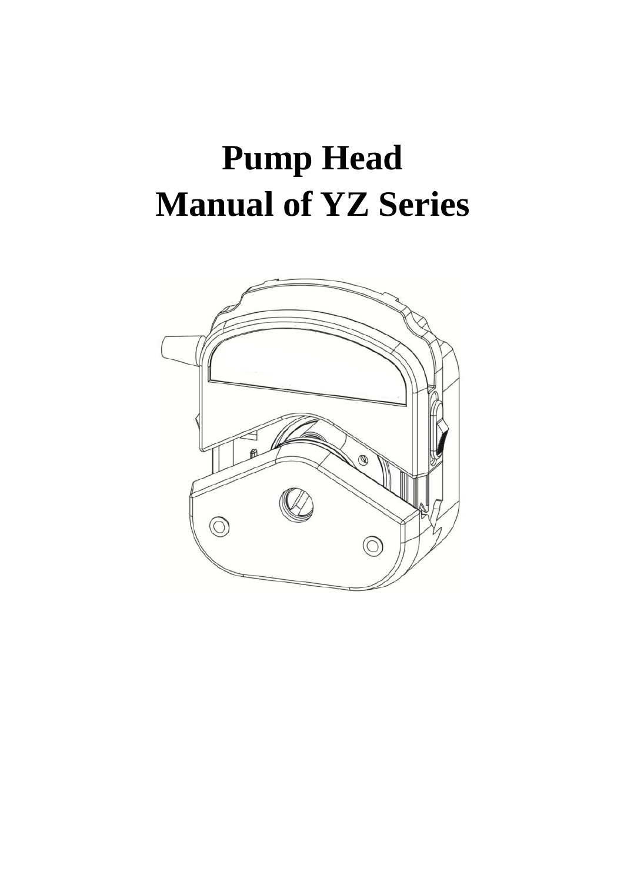# Pump Head
# Manual of YZ Series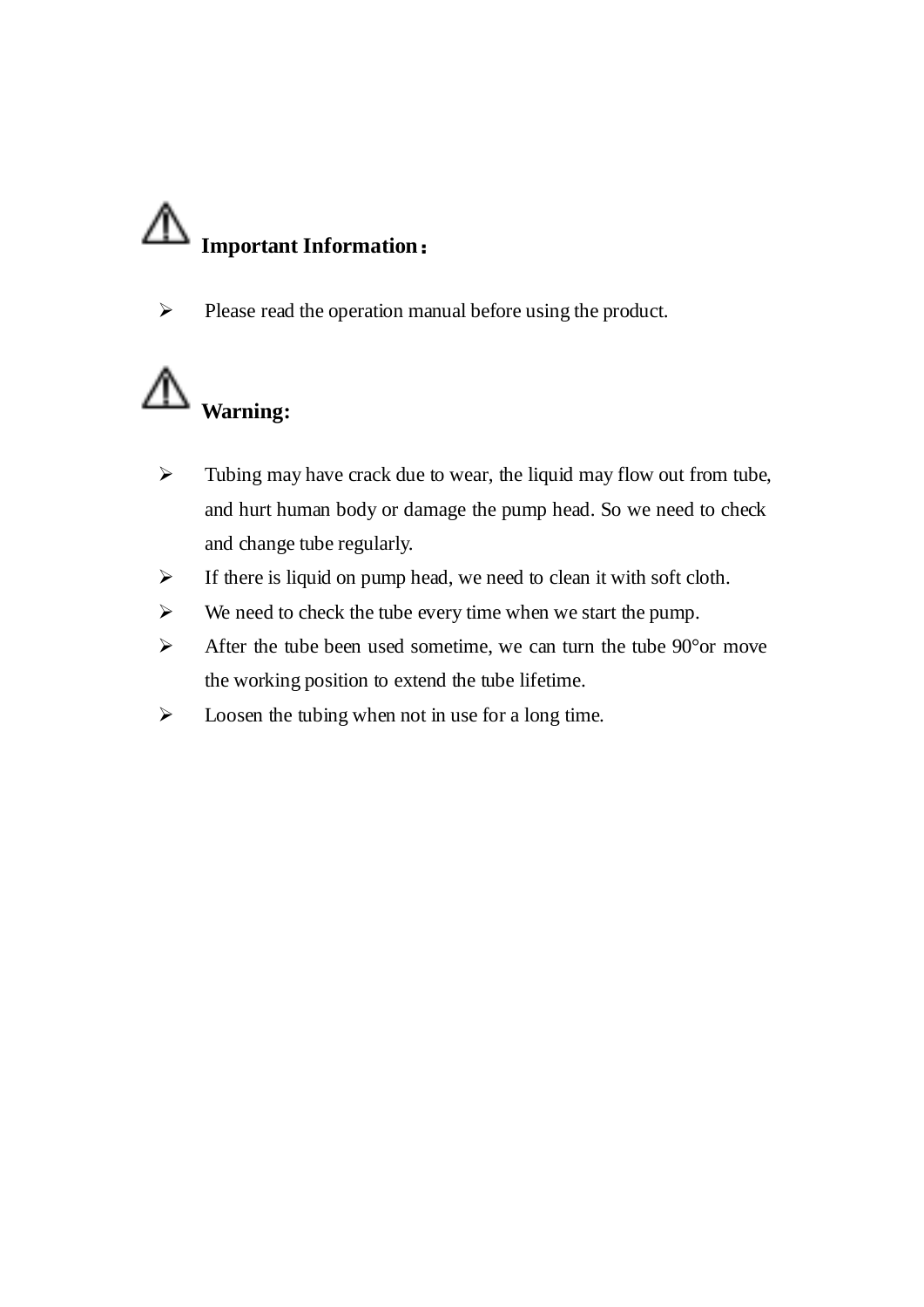## ⚠ Important Information：

- Please read the operation manual before using the product.

## ⚠ Warning:

- Tubing may have crack due to wear, the liquid may flow out from tube, and hurt human body or damage the pump head. So we need to check and change tube regularly.
- If there is liquid on pump head, we need to clean it with soft cloth.
- We need to check the tube every time when we start the pump.
- After the tube been used sometime, we can turn the tube 90°or move the working position to extend the tube lifetime.
- Loosen the tubing when not in use for a long time.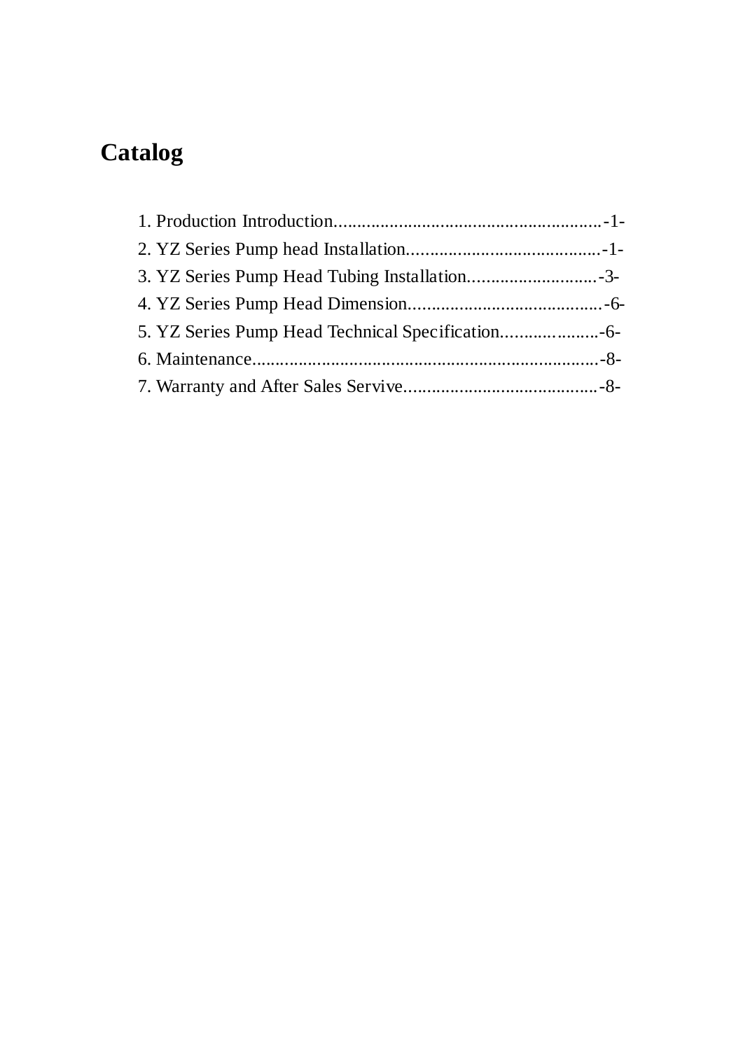# Catalog

1. Production Introduction........................................................-1-
2. YZ Series Pump head Installation..........................................-1-
3. YZ Series Pump Head Tubing Installation............................-3-
4. YZ Series Pump Head Dimension..........................................-6-
5. YZ Series Pump Head Technical Specification.......................-6-
6. Maintenance...........................................................................-8-
7. Warranty and After Sales Servive..........................................-8-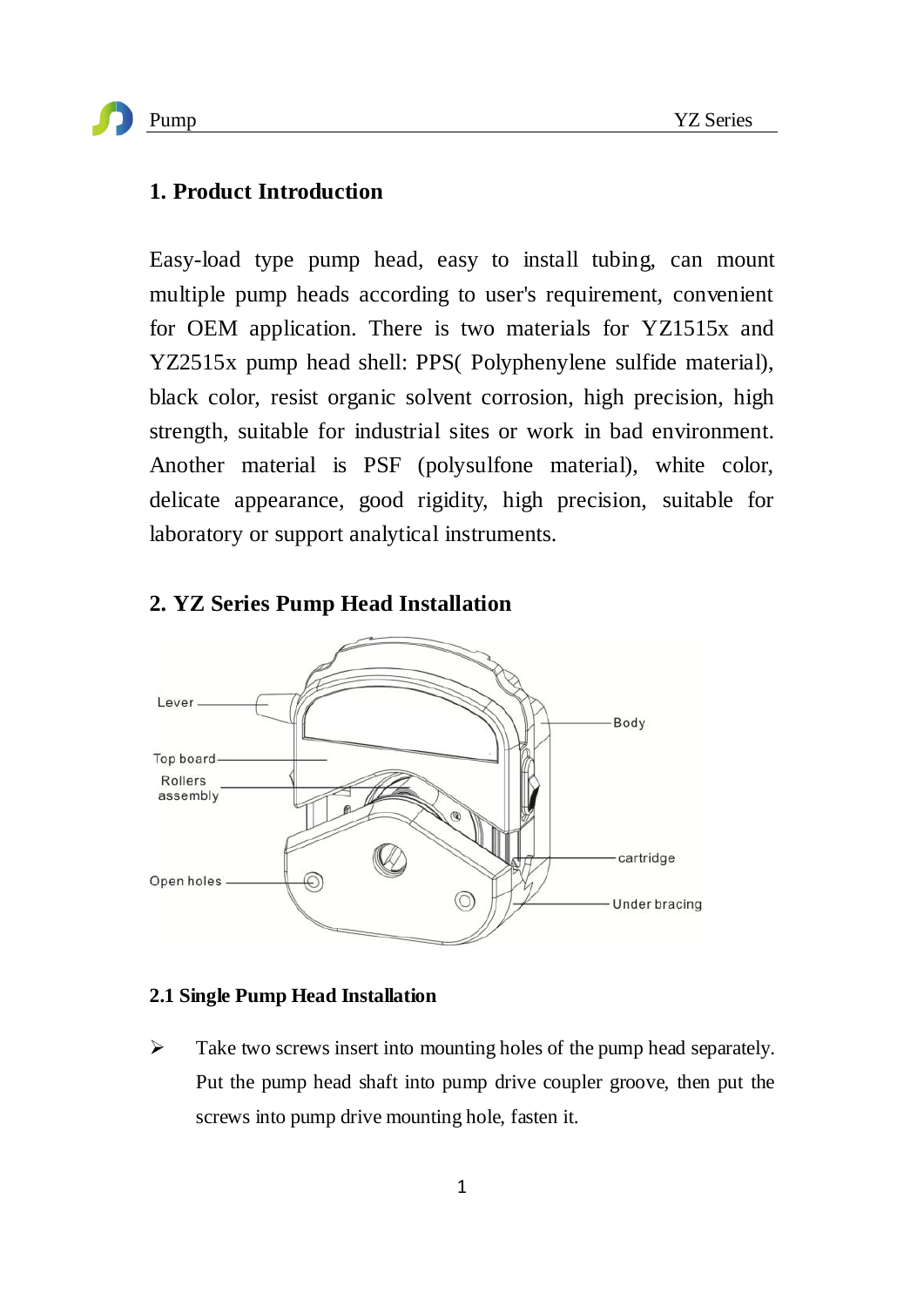## 1. Product Introduction

Easy-load type pump head, easy to install tubing, can mount multiple pump heads according to user's requirement, convenient for OEM application. There is two materials for YZ1515x and YZ2515x pump head shell: PPS( Polyphenylene sulfide material), black color, resist organic solvent corrosion, high precision, high strength, suitable for industrial sites or work in bad environment. Another material is PSF (polysulfone material), white color, delicate appearance, good rigidity, high precision, suitable for laboratory or support analytical instruments.

## 2. YZ Series Pump Head Installation

Lever

Top board

Rollers assembly

Open holes

Body

cartridge

Under bracing

### 2.1 Single Pump Head Installation

- Take two screws insert into mounting holes of the pump head separately. Put the pump head shaft into pump drive coupler groove, then put the screws into pump drive mounting hole, fasten it.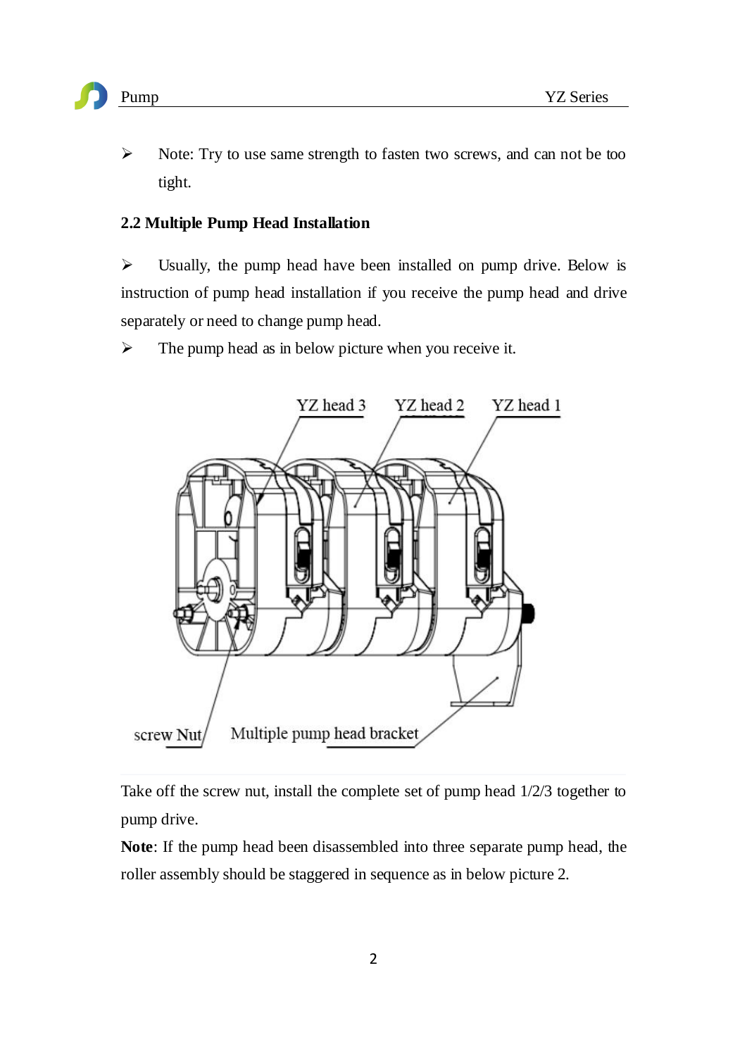- Note: Try to use same strength to fasten two screws, and can not be too tight.

## 2.2 Multiple Pump Head Installation

- Usually, the pump head have been installed on pump drive. Below is instruction of pump head installation if you receive the pump head and drive separately or need to change pump head.
- The pump head as in below picture when you receive it.

Take off the screw nut, install the complete set of pump head 1/2/3 together to pump drive.

**Note**: If the pump head been disassembled into three separate pump head, the roller assembly should be staggered in sequence as in below picture 2.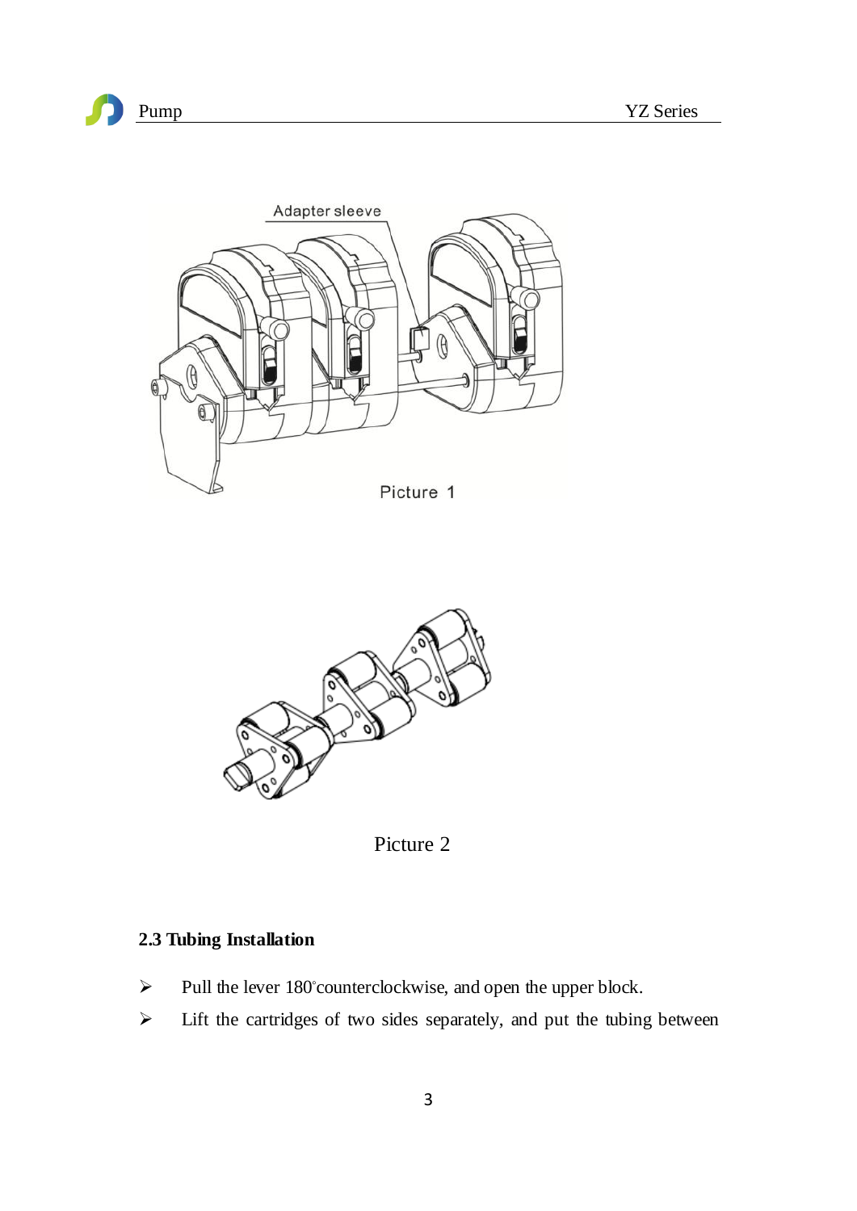Adapter sleeve

Picture 1

Picture 2

### 2.3 Tubing Installation

- Pull the lever 180°counterclockwise, and open the upper block.
- Lift the cartridges of two sides separately, and put the tubing between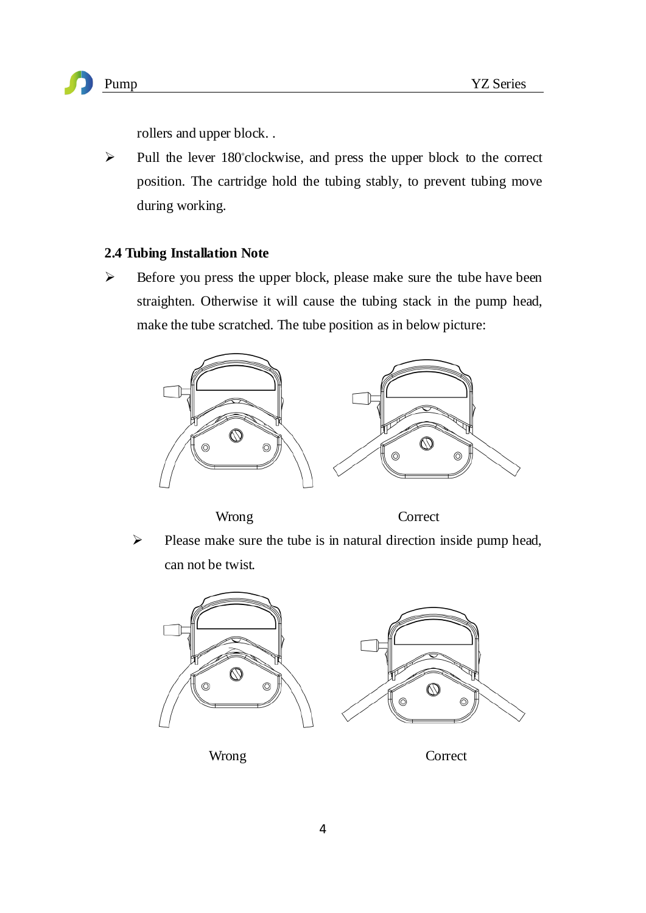rollers and upper block. .

- Pull the lever 180°clockwise, and press the upper block to the correct position. The cartridge hold the tubing stably, to prevent tubing move during working.

## 2.4 Tubing Installation Note

- Before you press the upper block, please make sure the tube have been straighten. Otherwise it will cause the tubing stack in the pump head, make the tube scratched. The tube position as in below picture:

Wrong Correct

- Please make sure the tube is in natural direction inside pump head, can not be twist.

Wrong Correct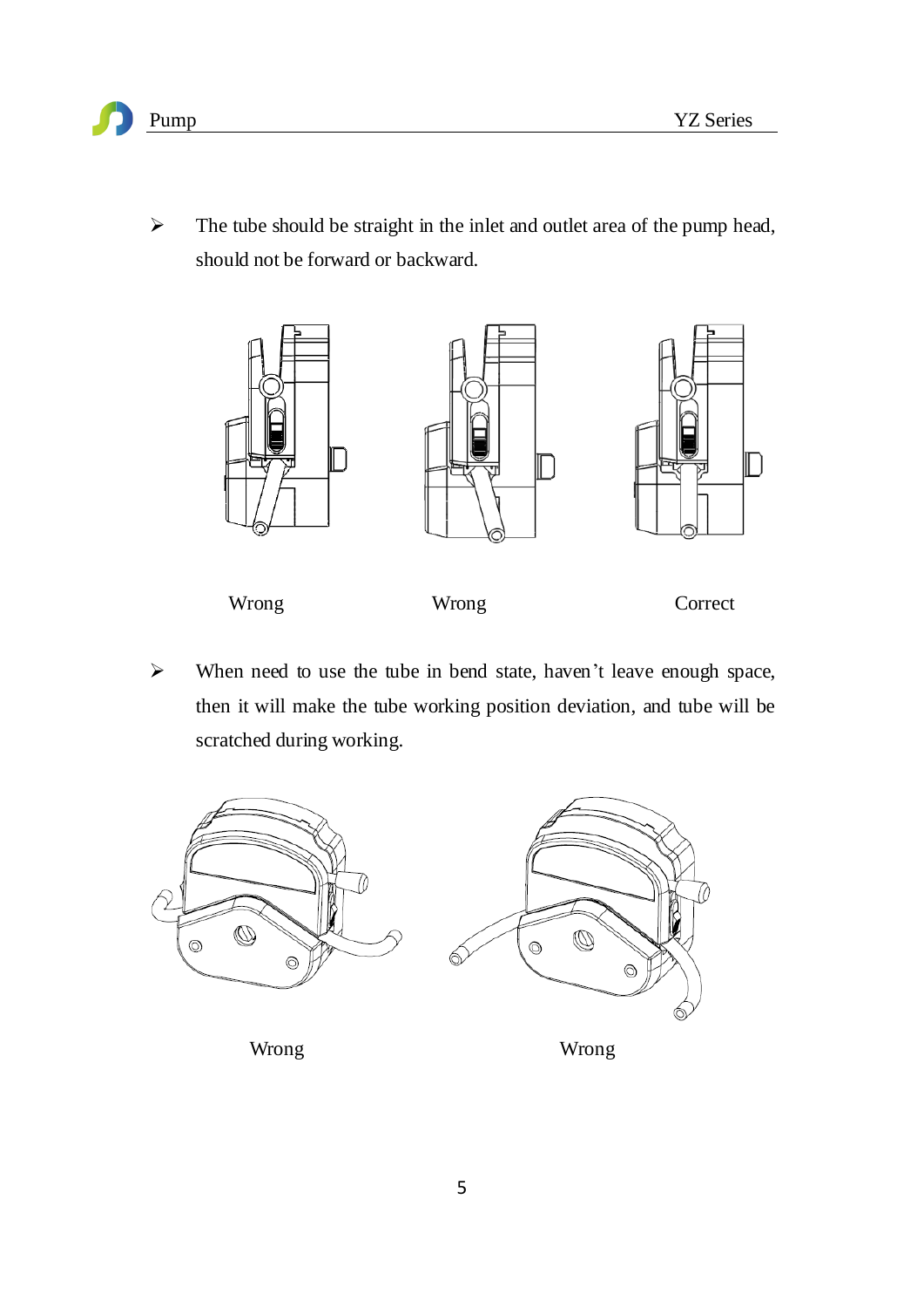- The tube should be straight in the inlet and outlet area of the pump head, should not be forward or backward.

Wrong　　　　　Wrong　　　　　Correct

- When need to use the tube in bend state, haven't leave enough space, then it will make the tube working position deviation, and tube will be scratched during working.

Wrong　　　　　Wrong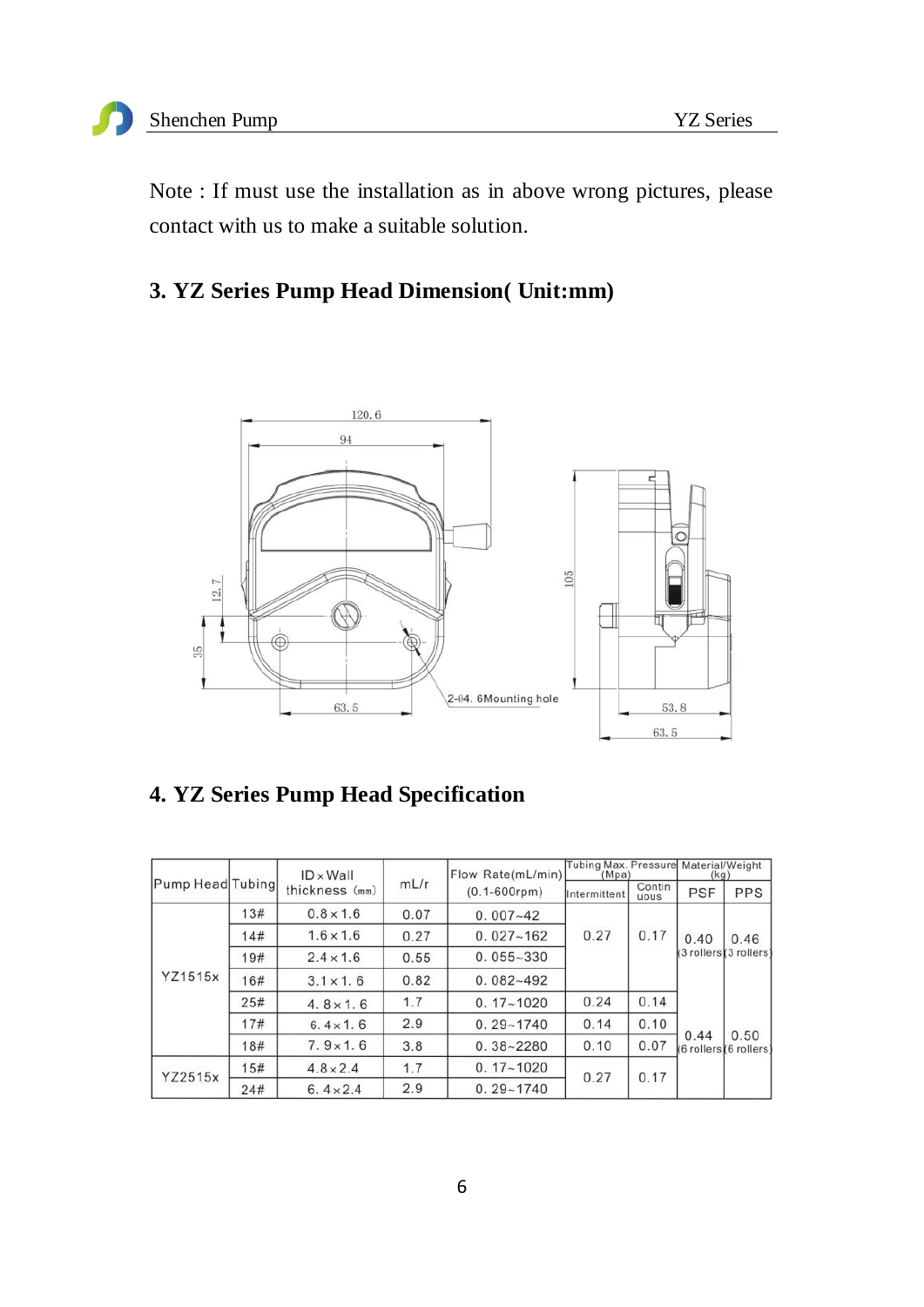Note : If must use the installation as in above wrong pictures, please contact with us to make a suitable solution.

## 3. YZ Series Pump Head Dimension( Unit:mm)

## 4. YZ Series Pump Head Specification

| Pump Head | Tubing | ID×Wall thickness (mm) | mL/r | Flow Rate(mL/min) (0.1-600rpm) | Tubing Max. Pressure (Mpa) | | Material/Weight (kg) | |
|---|---|---|---|---|---|---|---|---|
| | | | | | Intermittent | Continuous | PSF | PPS |
| YZ1515x | 13# | 0.8×1.6 | 0.07 | 0.007~42 | 0.27 | 0.17 | 0.40 (3 rollers) | 0.46 (3 rollers) |
| | 14# | 1.6×1.6 | 0.27 | 0.027~162 | | | | |
| | 19# | 2.4×1.6 | 0.55 | 0.055~330 | | | | |
| | 16# | 3.1×1.6 | 0.82 | 0.082~492 | | | | |
| | 25# | 4.8×1.6 | 1.7 | 0.17~1020 | 0.24 | 0.14 | 0.44 (6 rollers) | 0.50 (6 rollers) |
| | 17# | 6.4×1.6 | 2.9 | 0.29~1740 | 0.14 | 0.10 | | |
| | 18# | 7.9×1.6 | 3.8 | 0.38~2280 | 0.10 | 0.07 | | |
| YZ2515x | 15# | 4.8×2.4 | 1.7 | 0.17~1020 | 0.27 | 0.17 | | |
| | 24# | 6.4×2.4 | 2.9 | 0.29~1740 | | | | |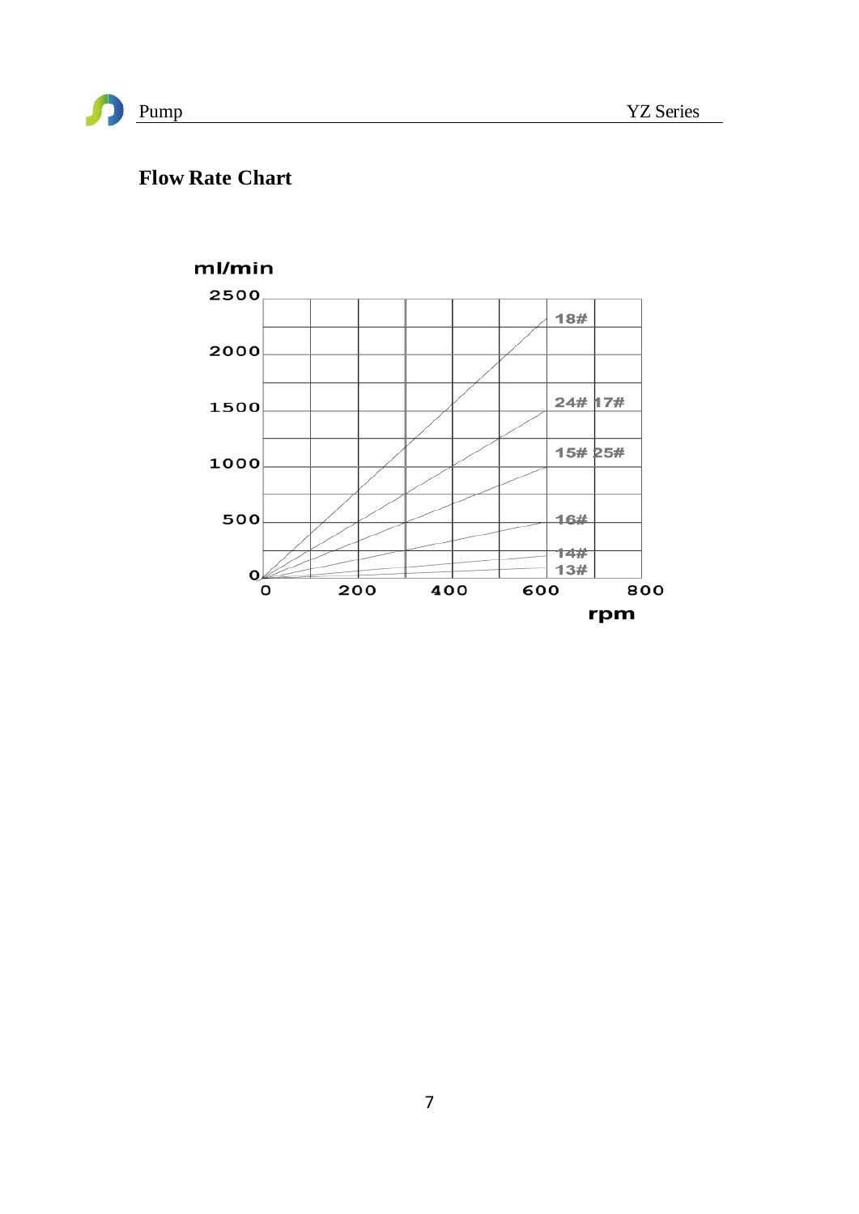## Flow Rate Chart

ml/min

2500

2000

1500

1000

500

0

0 200 400 600 800

rpm

18#

24# 17#

15# 25#

16#

14#

13#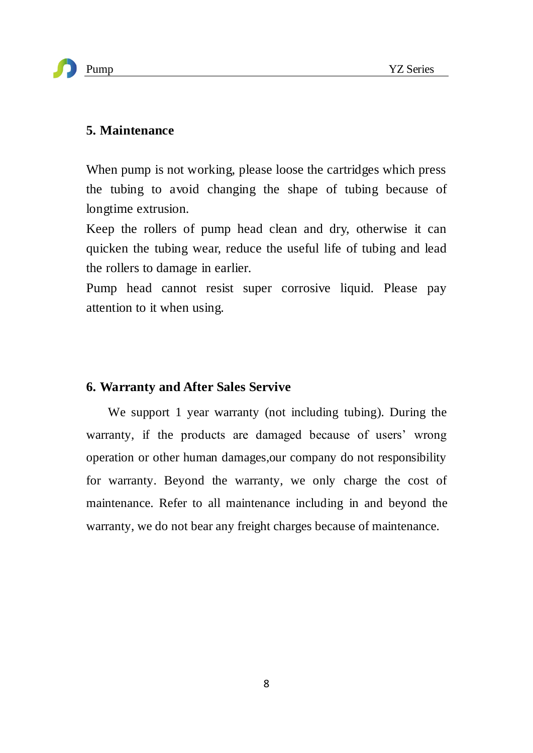## 5. Maintenance

When pump is not working, please loose the cartridges which press the tubing to avoid changing the shape of tubing because of longtime extrusion.

Keep the rollers of pump head clean and dry, otherwise it can quicken the tubing wear, reduce the useful life of tubing and lead the rollers to damage in earlier.

Pump head cannot resist super corrosive liquid. Please pay attention to it when using.

## 6. Warranty and After Sales Servive

We support 1 year warranty (not including tubing). During the warranty, if the products are damaged because of users' wrong operation or other human damages,our company do not responsibility for warranty. Beyond the warranty, we only charge the cost of maintenance. Refer to all maintenance including in and beyond the warranty, we do not bear any freight charges because of maintenance.